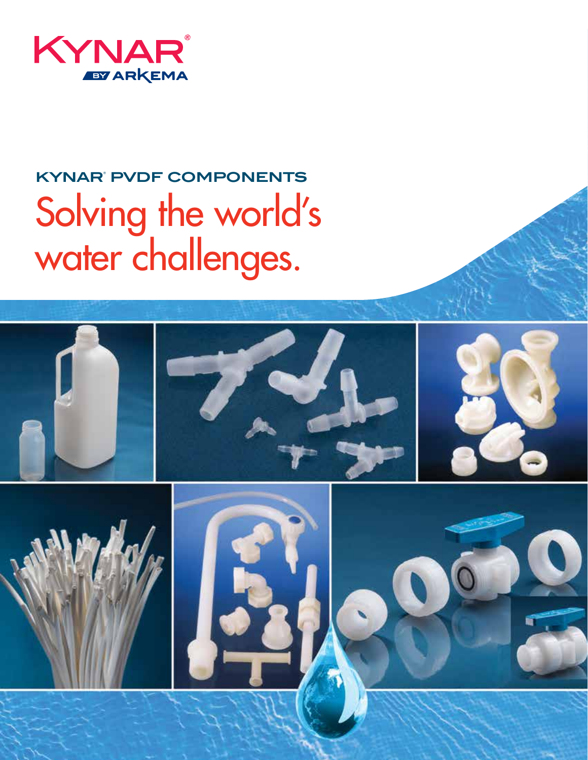KYNAR®
BY ARKEMA

## KYNAR® PVDF COMPONENTS

# Solving the world's water challenges.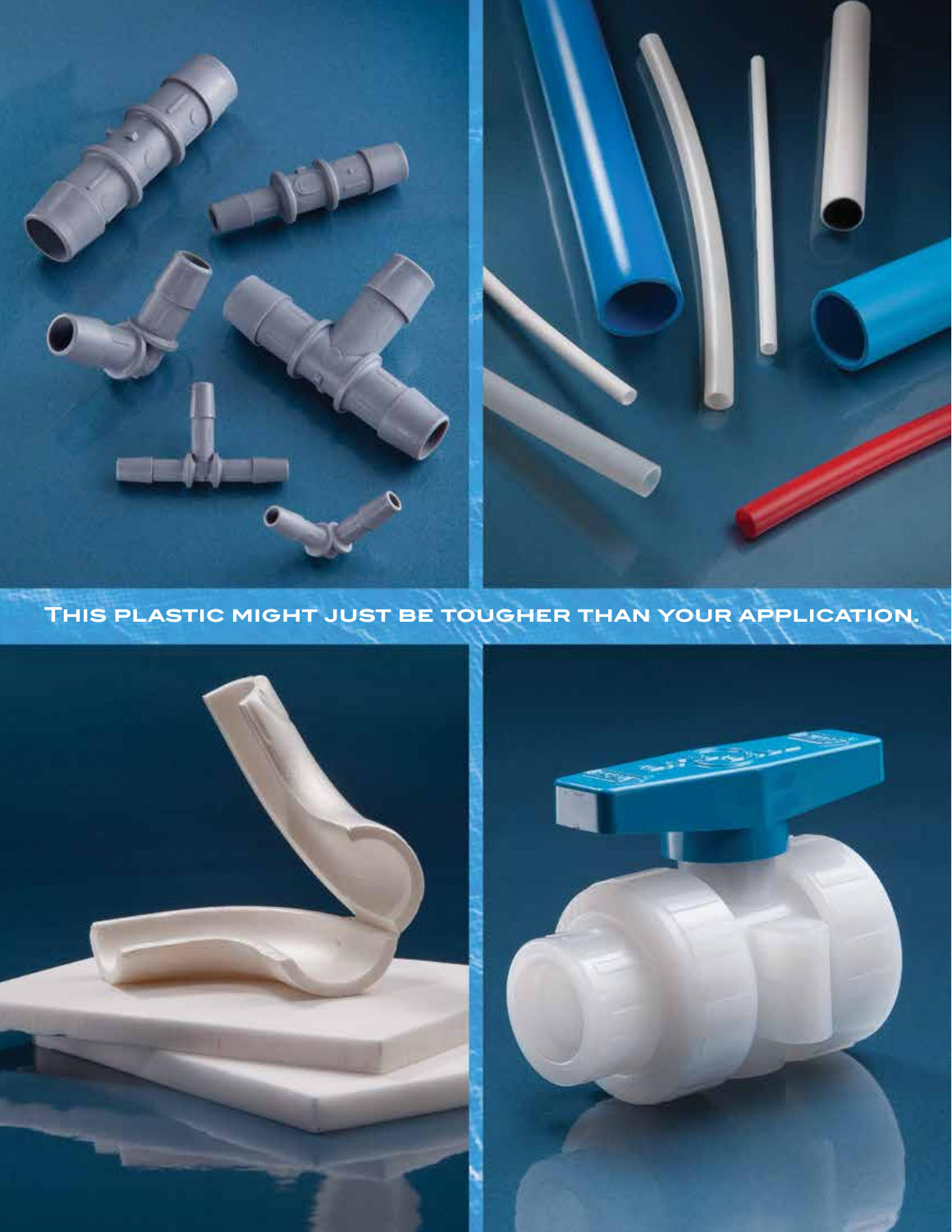This plastic might just be tougher than your application.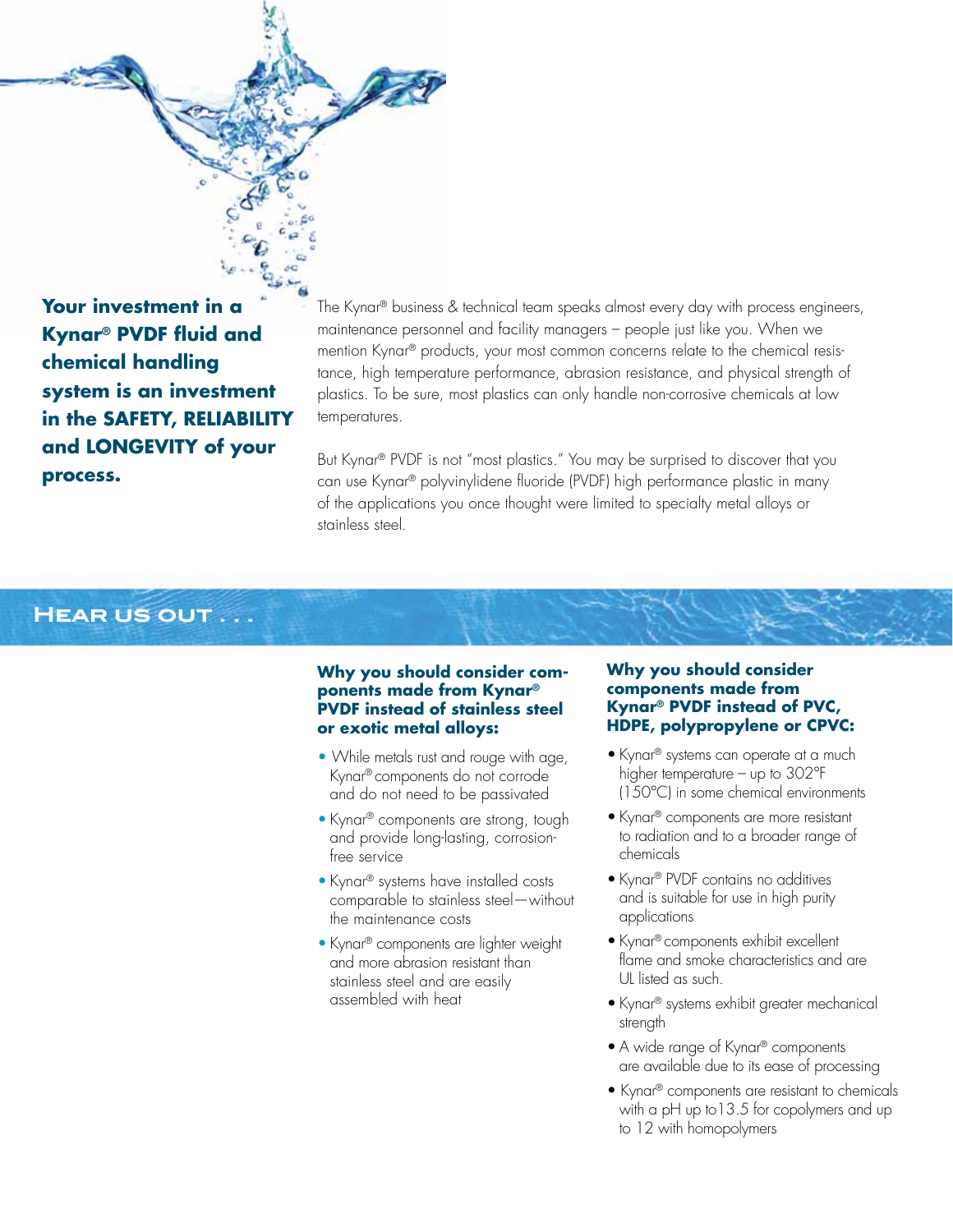**Your investment in a Kynar® PVDF fluid and chemical handling system is an investment in the SAFETY, RELIABILITY and LONGEVITY of your process.**

The Kynar® business & technical team speaks almost every day with process engineers, maintenance personnel and facility managers – people just like you. When we mention Kynar® products, your most common concerns relate to the chemical resistance, high temperature performance, abrasion resistance, and physical strength of plastics. To be sure, most plastics can only handle non-corrosive chemicals at low temperatures.

But Kynar® PVDF is not "most plastics." You may be surprised to discover that you can use Kynar® polyvinylidene fluoride (PVDF) high performance plastic in many of the applications you once thought were limited to specialty metal alloys or stainless steel.

## Hear us out . . .

### Why you should consider components made from Kynar® PVDF instead of stainless steel or exotic metal alloys:

- While metals rust and rouge with age, Kynar® components do not corrode and do not need to be passivated
- Kynar® components are strong, tough and provide long-lasting, corrosion-free service
- Kynar® systems have installed costs comparable to stainless steel—without the maintenance costs
- Kynar® components are lighter weight and more abrasion resistant than stainless steel and are easily assembled with heat

### Why you should consider components made from Kynar® PVDF instead of PVC, HDPE, polypropylene or CPVC:

- Kynar® systems can operate at a much higher temperature – up to 302°F (150°C) in some chemical environments
- Kynar® components are more resistant to radiation and to a broader range of chemicals
- Kynar® PVDF contains no additives and is suitable for use in high purity applications
- Kynar® components exhibit excellent flame and smoke characteristics and are UL listed as such.
- Kynar® systems exhibit greater mechanical strength
- A wide range of Kynar® components are available due to its ease of processing
- Kynar® components are resistant to chemicals with a pH up to13.5 for copolymers and up to 12 with homopolymers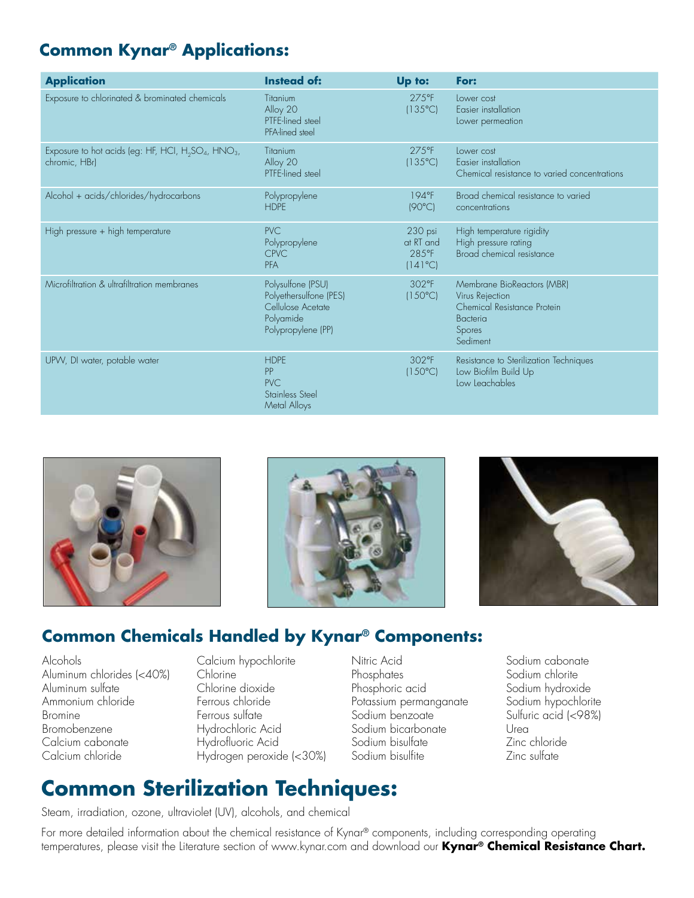## Common Kynar® Applications:

| Application | Instead of: | Up to: | For: |
|---|---|---|---|
| Exposure to chlorinated & brominated chemicals | Titanium<br>Alloy 20<br>PTFE-lined steel<br>PFA-lined steel | 275°F<br>(135°C) | Lower cost<br>Easier installation<br>Lower permeation |
| Exposure to hot acids (eg: HF, HCl, $H_2SO_4$, $HNO_3$, chromic, HBr) | Titanium<br>Alloy 20<br>PTFE-lined steel | 275°F<br>(135°C) | Lower cost<br>Easier installation<br>Chemical resistance to varied concentrations |
| Alcohol + acids/chlorides/hydrocarbons | Polypropylene<br>HDPE | 194°F<br>(90°C) | Broad chemical resistance to varied concentrations |
| High pressure + high temperature | PVC<br>Polypropylene<br>CPVC<br>PFA | 230 psi at RT and 285°F (141°C) | High temperature rigidity<br>High pressure rating<br>Broad chemical resistance |
| Microfiltration & ultrafiltration membranes | Polysulfone (PSU)<br>Polyethersulfone (PES)<br>Cellulose Acetate<br>Polyamide<br>Polypropylene (PP) | 302°F<br>(150°C) | Membrane BioReactors (MBR)<br>Virus Rejection<br>Chemical Resistance Protein<br>Bacteria<br>Spores<br>Sediment |
| UPW, DI water, potable water | HDPE<br>PP<br>PVC<br>Stainless Steel<br>Metal Alloys | 302°F<br>(150°C) | Resistance to Sterilization Techniques<br>Low Biofilm Build Up<br>Low Leachables |

## Common Chemicals Handled by Kynar® Components:

Alcohols
Aluminum chlorides (<40%)
Aluminum sulfate
Ammonium chloride
Bromine
Bromobenzene
Calcium cabonate
Calcium chloride
Calcium hypochlorite
Chlorine
Chlorine dioxide
Ferrous chloride
Ferrous sulfate
Hydrochloric Acid
Hydrofluoric Acid
Hydrogen peroxide (<30%)
Nitric Acid
Phosphates
Phosphoric acid
Potassium permanganate
Sodium benzoate
Sodium bicarbonate
Sodium bisulfate
Sodium bisulfite
Sodium cabonate
Sodium chlorite
Sodium hydroxide
Sodium hypochlorite
Sulfuric acid (<98%)
Urea
Zinc chloride
Zinc sulfate

# Common Sterilization Techniques:

Steam, irradiation, ozone, ultraviolet (UV), alcohols, and chemical

For more detailed information about the chemical resistance of Kynar® components, including corresponding operating temperatures, please visit the Literature section of www.kynar.com and download our **Kynar® Chemical Resistance Chart.**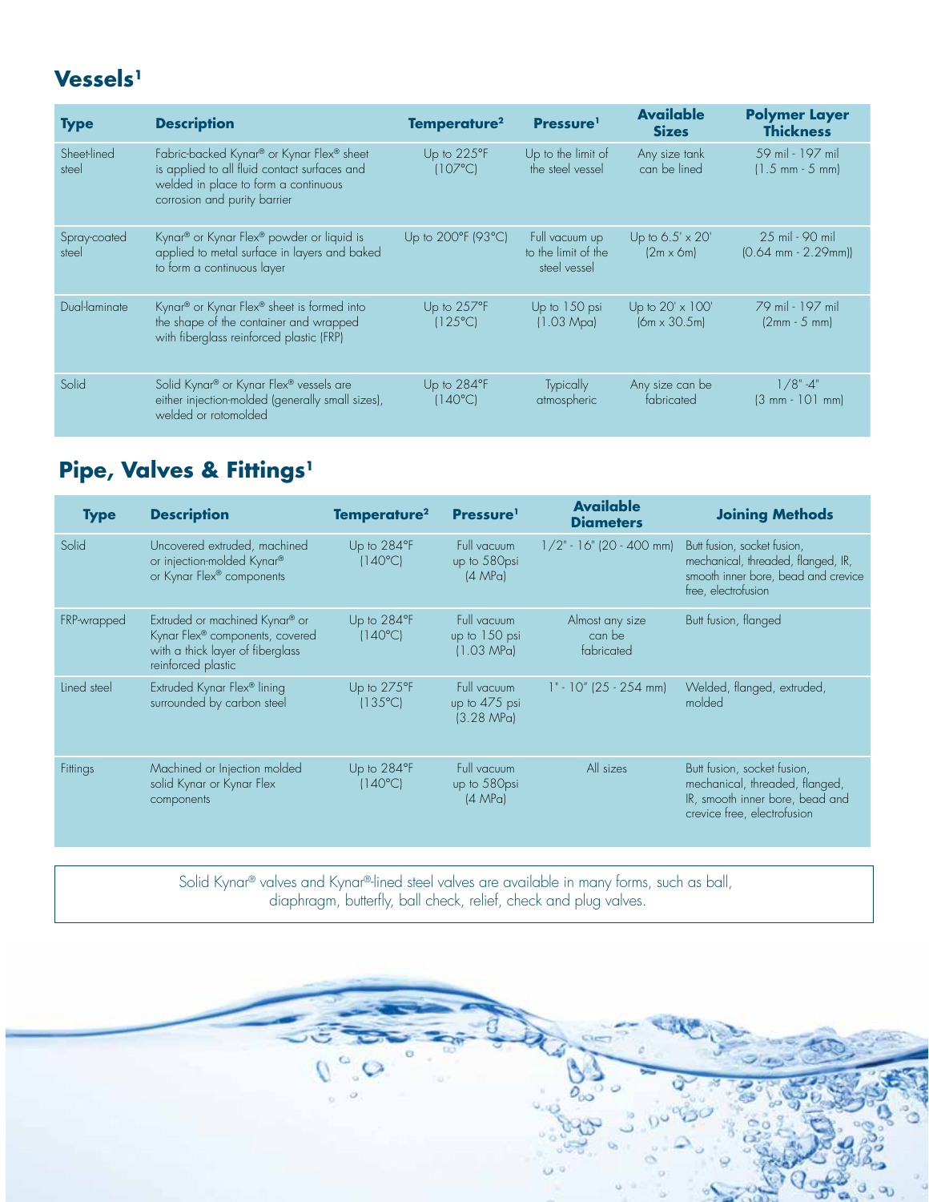## Vessels[1]

| Type | Description | Temperature[2] | Pressure[1] | Available Sizes | Polymer Layer Thickness |
|---|---|---|---|---|---|
| Sheet-lined steel | Fabric-backed Kynar® or Kynar Flex® sheet is applied to all fluid contact surfaces and welded in place to form a continuous corrosion and purity barrier | Up to 225°F (107°C) | Up to the limit of the steel vessel | Any size tank can be lined | 59 mil - 197 mil (1.5 mm - 5 mm) |
| Spray-coated steel | Kynar® or Kynar Flex® powder or liquid is applied to metal surface in layers and baked to form a continuous layer | Up to 200°F (93°C) | Full vacuum up to the limit of the steel vessel | Up to 6.5' x 20' (2m x 6m) | 25 mil - 90 mil (0.64 mm - 2.29mm)) |
| Dual-laminate | Kynar® or Kynar Flex® sheet is formed into the shape of the container and wrapped with fiberglass reinforced plastic (FRP) | Up to 257°F (125°C) | Up to 150 psi (1.03 Mpa) | Up to 20' x 100' (6m x 30.5m) | 79 mil - 197 mil (2mm - 5 mm) |
| Solid | Solid Kynar® or Kynar Flex® vessels are either injection-molded (generally small sizes), welded or rotomolded | Up to 284°F (140°C) | Typically atmospheric | Any size can be fabricated | 1/8" -4" (3 mm - 101 mm) |

## Pipe, Valves & Fittings[1]

| Type | Description | Temperature[2] | Pressure[1] | Available Diameters | Joining Methods |
|---|---|---|---|---|---|
| Solid | Uncovered extruded, machined or injection-molded Kynar® or Kynar Flex® components | Up to 284°F (140°C) | Full vacuum up to 580psi (4 MPa) | 1/2" - 16" (20 - 400 mm) | Butt fusion, socket fusion, mechanical, threaded, flanged, IR, smooth inner bore, bead and crevice free, electrofusion |
| FRP-wrapped | Extruded or machined Kynar® or Kynar Flex® components, covered with a thick layer of fiberglass reinforced plastic | Up to 284°F (140°C) | Full vacuum up to 150 psi (1.03 MPa) | Almost any size can be fabricated | Butt fusion, flanged |
| Lined steel | Extruded Kynar Flex® lining surrounded by carbon steel | Up to 275°F (135°C) | Full vacuum up to 475 psi (3.28 MPa) | 1" - 10" (25 - 254 mm) | Welded, flanged, extruded, molded |
| Fittings | Machined or Injection molded solid Kynar or Kynar Flex components | Up to 284°F (140°C) | Full vacuum up to 580psi (4 MPa) | All sizes | Butt fusion, socket fusion, mechanical, threaded, flanged, IR, smooth inner bore, bead and crevice free, electrofusion |

Solid Kynar® valves and Kynar®-lined steel valves are available in many forms, such as ball, diaphragm, butterfly, ball check, relief, check and plug valves.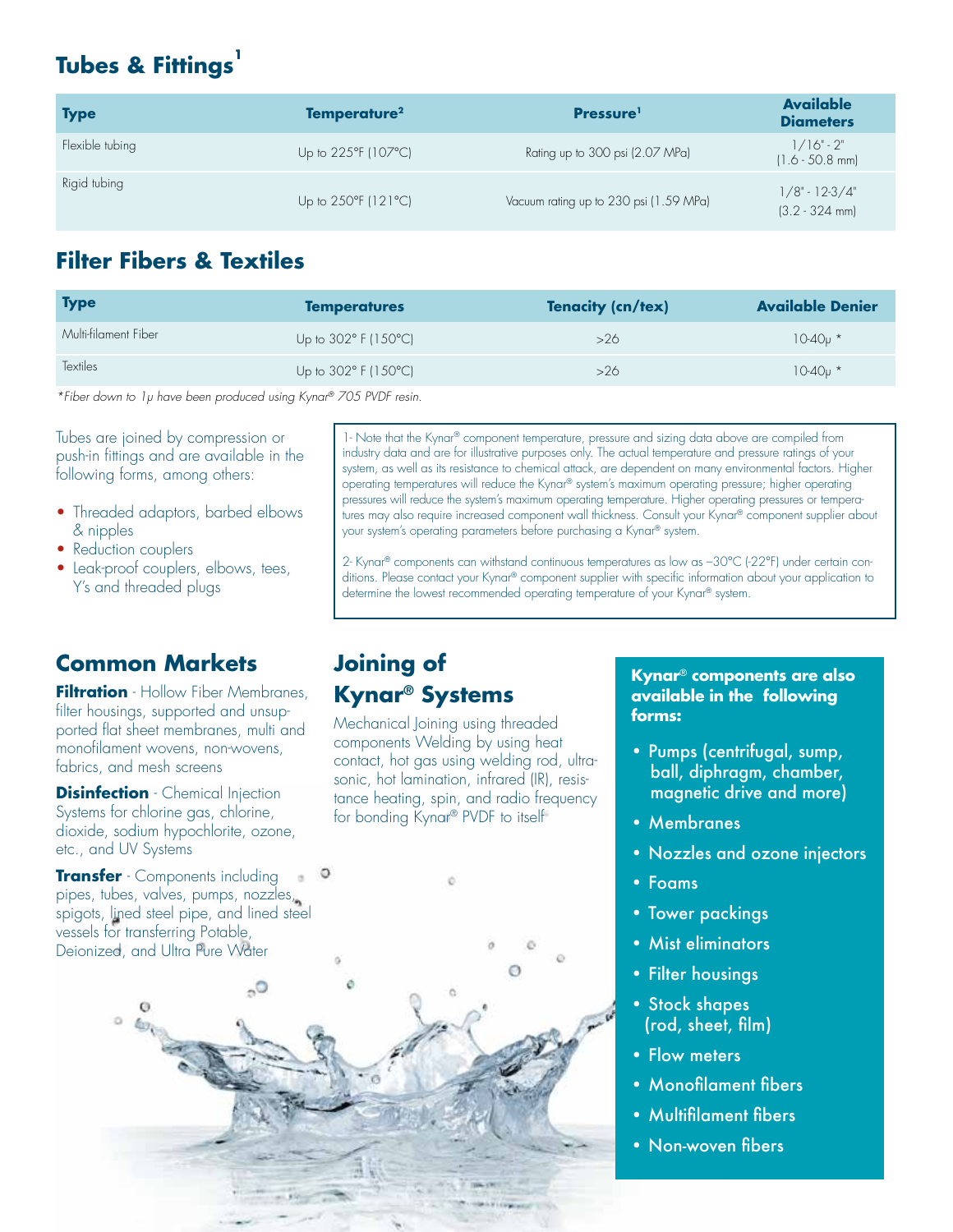## Tubes & Fittings[1]

| Type | Temperature[2] | Pressure[1] | Available Diameters |
|---|---|---|---|
| Flexible tubing | Up to 225°F (107°C) | Rating up to 300 psi (2.07 MPa) | 1/16" - 2" (1.6 - 50.8 mm) |
| Rigid tubing | Up to 250°F (121°C) | Vacuum rating up to 230 psi (1.59 MPa) | 1/8" - 12-3/4" (3.2 - 324 mm) |

## Filter Fibers & Textiles

| Type | Temperatures | Tenacity (cn/tex) | Available Denier |
|---|---|---|---|
| Multi-filament Fiber | Up to 302° F (150°C) | >26 | 10-40μ * |
| Textiles | Up to 302° F (150°C) | >26 | 10-40μ * |

*\*Fiber down to 1μ have been produced using Kynar® 705 PVDF resin.*

Tubes are joined by compression or push-in fittings and are available in the following forms, among others:

- Threaded adaptors, barbed elbows & nipples
- Reduction couplers
- Leak-proof couplers, elbows, tees, Y's and threaded plugs

1- Note that the Kynar® component temperature, pressure and sizing data above are compiled from industry data and are for illustrative purposes only. The actual temperature and pressure ratings of your system, as well as its resistance to chemical attack, are dependent on many environmental factors. Higher operating temperatures will reduce the Kynar® system's maximum operating pressure; higher operating pressures will reduce the system's maximum operating temperature. Higher operating pressures or temperatures may also require increased component wall thickness. Consult your Kynar® component supplier about your system's operating parameters before purchasing a Kynar® system.

2- Kynar® components can withstand continuous temperatures as low as −30°C (-22°F) under certain conditions. Please contact your Kynar® component supplier with specific information about your application to determine the lowest recommended operating temperature of your Kynar® system.

## Common Markets

**Filtration** - Hollow Fiber Membranes, filter housings, supported and unsupported flat sheet membranes, multi and monofilament wovens, non-wovens, fabrics, and mesh screens

**Disinfection** - Chemical Injection Systems for chlorine gas, chlorine, dioxide, sodium hypochlorite, ozone, etc., and UV Systems

**Transfer** - Components including pipes, tubes, valves, pumps, nozzles, spigots, lined steel pipe, and lined steel vessels for transferring Potable, Deionized, and Ultra Pure Water

## Joining of Kynar® Systems

Mechanical Joining using threaded components Welding by using heat contact, hot gas using welding rod, ultrasonic, hot lamination, infrared (IR), resistance heating, spin, and radio frequency for bonding Kynar® PVDF to itself

**Kynar® components are also available in the following forms:**

- Pumps (centrifugal, sump, ball, diphragm, chamber, magnetic drive and more)
- Membranes
- Nozzles and ozone injectors
- Foams
- Tower packings
- Mist eliminators
- Filter housings
- Stock shapes (rod, sheet, film)
- Flow meters
- Monofilament fibers
- Multifilament fibers
- Non-woven fibers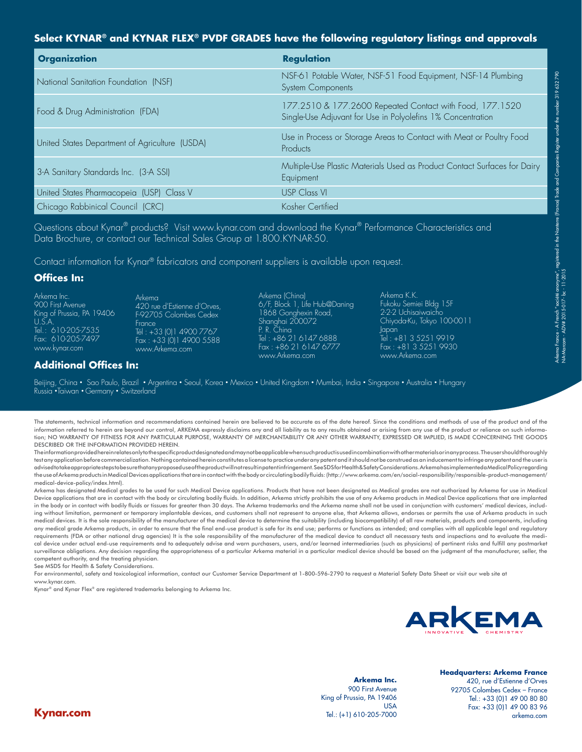## Select KYNAR® and KYNAR FLEX® PVDF GRADES have the following regulatory listings and approvals

| Organization | Regulation |
|---|---|
| National Sanitation Foundation (NSF) | NSF-61 Potable Water, NSF-51 Food Equipment, NSF-14 Plumbing System Components |
| Food & Drug Administration (FDA) | 177.2510 & 177.2600 Repeated Contact with Food, 177.1520 Single-Use Adjuvant for Use in Polyolefins 1% Concentration |
| United States Department of Agriculture (USDA) | Use in Process or Storage Areas to Contact with Meat or Poultry Food Products |
| 3-A Sanitary Standards Inc. (3-A SSI) | Multiple-Use Plastic Materials Used as Product Contact Surfaces for Dairy Equipment |
| United States Pharmacopeia (USP) Class V | USP Class VI |
| Chicago Rabbinical Council (CRC) | Kosher Certified |

Questions about Kynar® products? Visit www.kynar.com and download the Kynar® Performance Characteristics and Data Brochure, or contact our Technical Sales Group at 1.800.KYNAR-50.

Contact information for Kynar® fabricators and component suppliers is available upon request.

### Offices In:

Arkema Inc.
900 First Avenue
King of Prussia, PA 19406
U.S.A.
Tel.: 610-205-7535
Fax: 610-205-7497
www.kynar.com

Arkema
420 rue d'Estienne d'Orves,
F-92705 Colombes Cedex
France
Tél : +33 (0)1 4900 7767
Fax : +33 (0)1 4900 5588
www.Arkema.com

Arkema (China)
6/F, Block 1, Life Hub@Daning
1868 Gonghexin Road,
Shanghai 200072
P. R. China
Tel : +86 21 6147 6888
Fax : +86 21 6147 6777
www.Arkema.com

Arkema K.K.
Fukoku Semiei Bldg 15F
2-2-2 Uchisaiwaicho
Chiyoda-Ku, Tokyo 100-0011
Japan
Tel : +81 3 5251 9919
Fax : +81 3 5251 9930
www.Arkema.com

### Additional Offices In:

Beijing, China • Sao Paulo, Brazil • Argentina • Seoul, Korea • Mexico • United Kingdom • Mumbai, India • Singapore • Australia • Hungary
Russia •Taiwan • Germany • Switzerland

Arkema France - A French "société anonyme", registered in the Nanterre (France) Trade and Companies Register under the number 319 632 790
NA-Marcom - ADV# 2015-017 - bc - 11-2015

The statements, technical information and recommendations contained herein are believed to be accurate as of the date hereof. Since the conditions and methods of use of the product and of the information referred to herein are beyond our control, ARKEMA expressly disclaims any and all liability as to any results obtained or arising from any use of the product or reliance on such information; NO WARRANTY OF FITNESS FOR ANY PARTICULAR PURPOSE, WARRANTY OF MERCHANTABILITY OR ANY OTHER WARRANTY, EXPRESSED OR IMPLIED, IS MADE CONCERNING THE GOODS DESCRIBED OR THE INFORMATION PROVIDED HEREIN.

The information provided herein relates only to the specific product designated and may not be applicable when such product is used in combination with other materials or in any process. The user should thoroughly test any application before commercialization. Nothing contained herein constitutes a license to practice under any patent and it should not be construed as an inducement to infringe any patent and the user is advised to take appropriate steps to be sure that any proposed use of the product will not result in patent infringement. See SDS for Health & Safety Considerations. Arkema has implemented a Medical Policy regarding the use of Arkema products in Medical Devices applications that are in contact with the body or circulating bodily fluids: (http://www.arkema.com/en/social-responsibility/responsible-product-management/medical-device-policy/index.html).

Arkema has designated Medical grades to be used for such Medical Device applications. Products that have not been designated as Medical grades are not authorized by Arkema for use in Medical Device applications that are in contact with the body or circulating bodily fluids. In addition, Arkema strictly prohibits the use of any Arkema products in Medical Device applications that are implanted in the body or in contact with bodily fluids or tissues for greater than 30 days. The Arkema trademarks and the Arkema name shall not be used in conjunction with customers' medical devices, including without limitation, permanent or temporary implantable devices, and customers shall not represent to anyone else, that Arkema allows, endorses or permits the use of Arkema products in such medical devices. It is the sole responsibility of the manufacturer of the medical device to determine the suitability (including biocompatibility) of all raw materials, products and components, including any medical grade Arkema products, in order to ensure that the final end-use product is safe for its end use; performs or functions as intended; and complies with all applicable legal and regulatory requirements (FDA or other national drug agencies) It is the sole responsibility of the manufacturer of the medical device to conduct all necessary tests and inspections and to evaluate the medical device under actual end-use requirements and to adequately advise and warn purchasers, users, and/or learned intermediaries (such as physicians) of pertinent risks and fulfill any postmarket surveillance obligations. Any decision regarding the appropriateness of a particular Arkema material in a particular medical device should be based on the judgment of the manufacturer, seller, the competent authority, and the treating physician.

See MSDS for Health & Safety Considerations.

For environmental, safety and toxicological information, contact our Customer Service Department at 1-800-596-2790 to request a Material Safety Data Sheet or visit our web site at www.kynar.com.

Kynar® and Kynar Flex® are registered trademarks belonging to Arkema Inc.

ARKEMA
INNOVATIVE CHEMISTRY

**Kynar.com**

**Arkema Inc.**
900 First Avenue
King of Prussia, PA 19406
USA
Tel.: (+1) 610-205-7000

**Headquarters: Arkema France**
420, rue d'Estienne d'Orves
92705 Colombes Cedex – France
Tel.: +33 (0)1 49 00 80 80
Fax: +33 (0)1 49 00 83 96
arkema.com